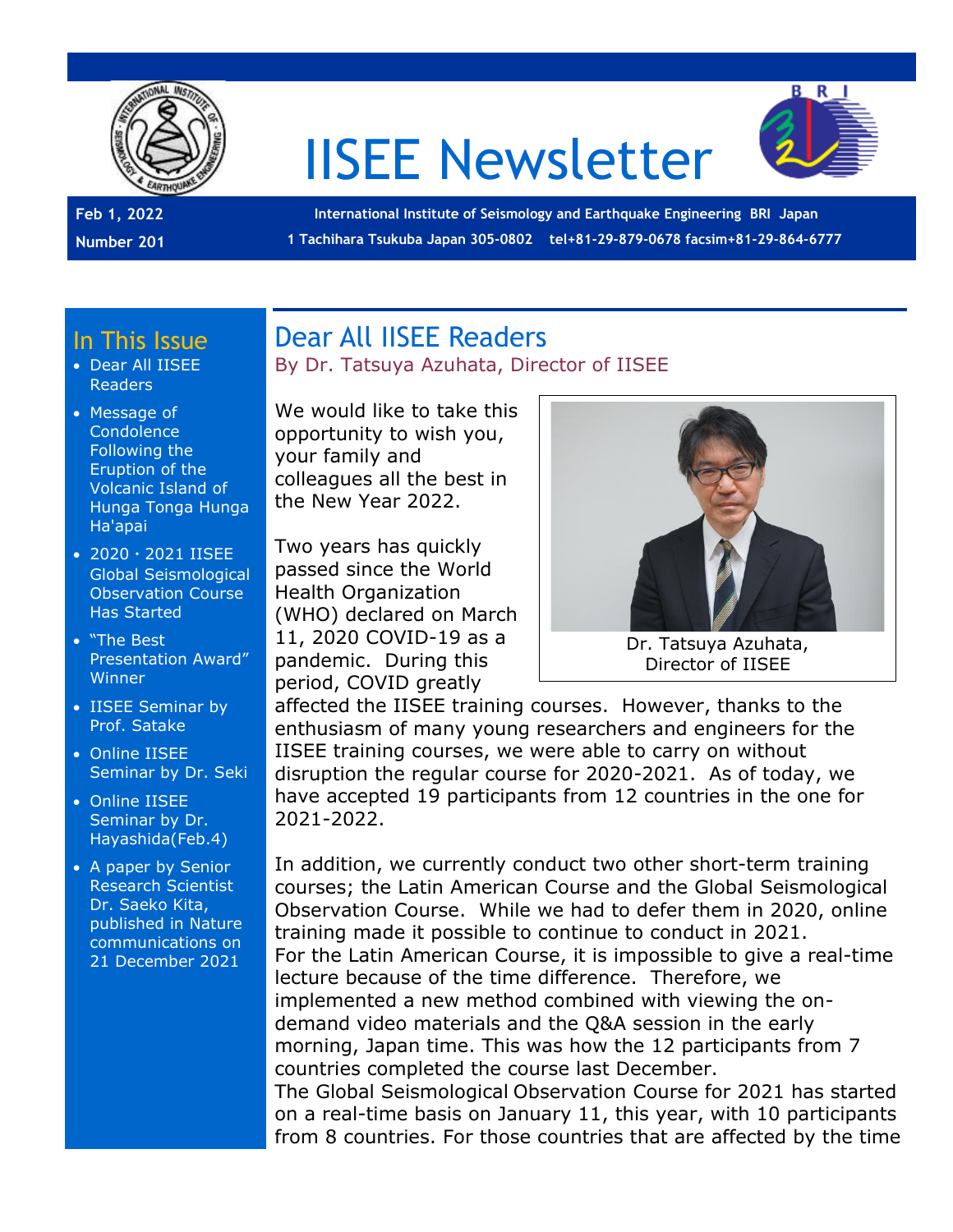# IISEE Newsletter

**Feb 1, 2022**

**Number 201**

**International Institute of Seismology and Earthquake Engineering BRI Japan**

**1 Tachihara Tsukuba Japan 305-0802 tel+81-29-879-0678 facsim+81-29-864-6777**

## In This Issue

- Dear All IISEE Readers
- Message of Condolence Following the Eruption of the Volcanic Island of Hunga Tonga Hunga Ha'apai
- 2020・2021 IISEE Global Seismological Observation Course Has Started
- "The Best Presentation Award" Winner
- IISEE Seminar by Prof. Satake
- Online IISEE Seminar by Dr. Seki
- Online IISEE Seminar by Dr. Hayashida(Feb.4)
- A paper by Senior Research Scientist Dr. Saeko Kita, published in Nature communications on 21 December 2021

## Dear All IISEE Readers

By Dr. Tatsuya Azuhata, Director of IISEE

Dr. Tatsuya Azuhata, Director of IISEE

We would like to take this opportunity to wish you, your family and colleagues all the best in the New Year 2022.

Two years has quickly passed since the World Health Organization (WHO) declared on March 11, 2020 COVID-19 as a pandemic. During this period, COVID greatly affected the IISEE training courses. However, thanks to the enthusiasm of many young researchers and engineers for the IISEE training courses, we were able to carry on without disruption the regular course for 2020-2021. As of today, we have accepted 19 participants from 12 countries in the one for 2021-2022.

In addition, we currently conduct two other short-term training courses; the Latin American Course and the Global Seismological Observation Course. While we had to defer them in 2020, online training made it possible to continue to conduct in 2021.
For the Latin American Course, it is impossible to give a real-time lecture because of the time difference. Therefore, we implemented a new method combined with viewing the on-demand video materials and the Q&A session in the early morning, Japan time. This was how the 12 participants from 7 countries completed the course last December.
The Global Seismological Observation Course for 2021 has started on a real-time basis on January 11, this year, with 10 participants from 8 countries. For those countries that are affected by the time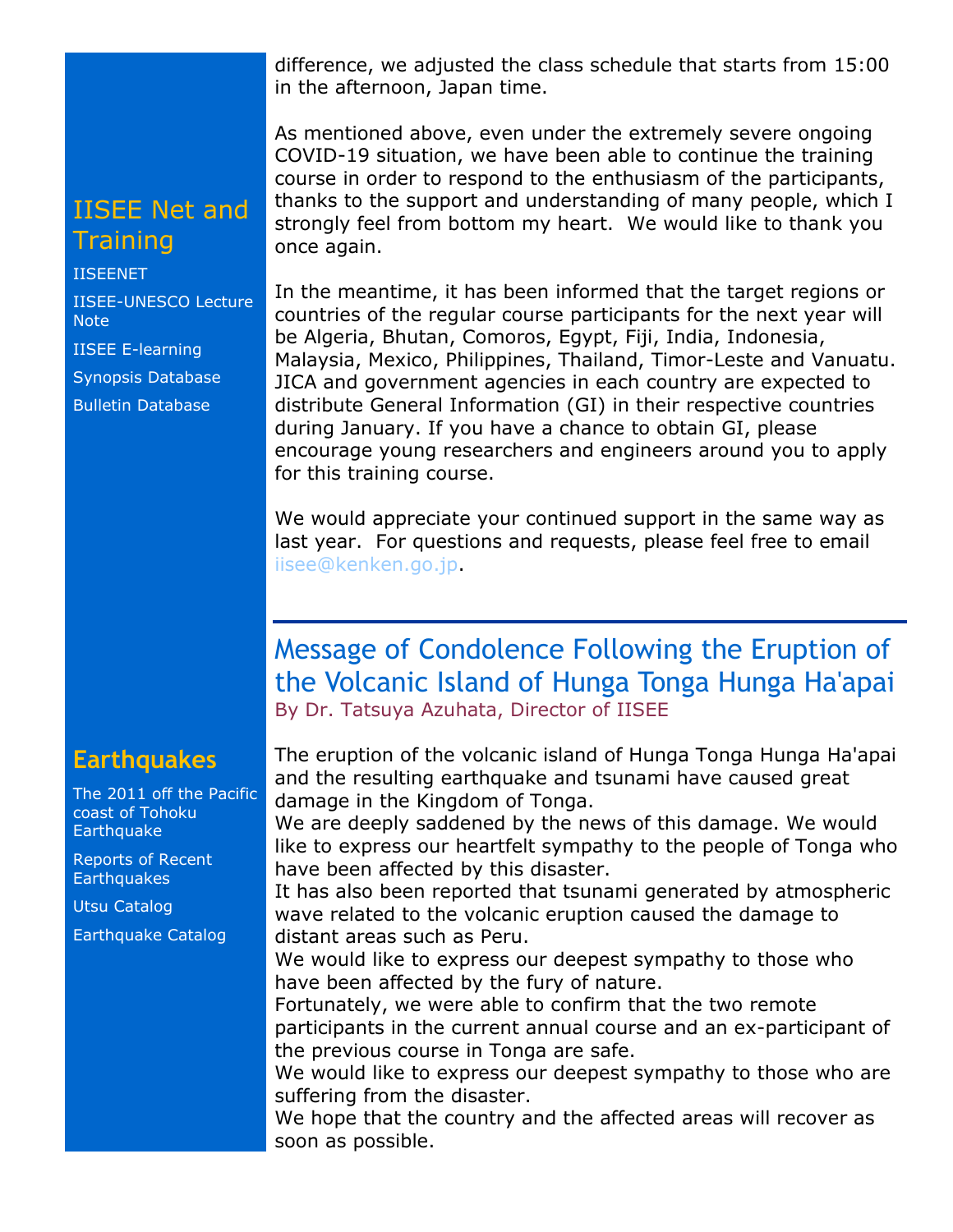difference, we adjusted the class schedule that starts from 15:00 in the afternoon, Japan time.

As mentioned above, even under the extremely severe ongoing COVID-19 situation, we have been able to continue the training course in order to respond to the enthusiasm of the participants, thanks to the support and understanding of many people, which I strongly feel from bottom my heart. We would like to thank you once again.

In the meantime, it has been informed that the target regions or countries of the regular course participants for the next year will be Algeria, Bhutan, Comoros, Egypt, Fiji, India, Indonesia, Malaysia, Mexico, Philippines, Thailand, Timor-Leste and Vanuatu. JICA and government agencies in each country are expected to distribute General Information (GI) in their respective countries during January. If you have a chance to obtain GI, please encourage young researchers and engineers around you to apply for this training course.

We would appreciate your continued support in the same way as last year. For questions and requests, please feel free to email iisee@kenken.go.jp.

## Message of Condolence Following the Eruption of the Volcanic Island of Hunga Tonga Hunga Ha'apai

By Dr. Tatsuya Azuhata, Director of IISEE

The eruption of the volcanic island of Hunga Tonga Hunga Ha'apai and the resulting earthquake and tsunami have caused great damage in the Kingdom of Tonga.
We are deeply saddened by the news of this damage. We would like to express our heartfelt sympathy to the people of Tonga who have been affected by this disaster.
It has also been reported that tsunami generated by atmospheric wave related to the volcanic eruption caused the damage to distant areas such as Peru.
We would like to express our deepest sympathy to those who have been affected by the fury of nature.
Fortunately, we were able to confirm that the two remote participants in the current annual course and an ex-participant of the previous course in Tonga are safe.
We would like to express our deepest sympathy to those who are suffering from the disaster.
We hope that the country and the affected areas will recover as soon as possible.

### IISEE Net and Training

- IISEENET
- IISEE-UNESCO Lecture Note
- IISEE E-learning
- Synopsis Database
- Bulletin Database

### Earthquakes

- The 2011 off the Pacific coast of Tohoku Earthquake
- Reports of Recent Earthquakes
- Utsu Catalog
- Earthquake Catalog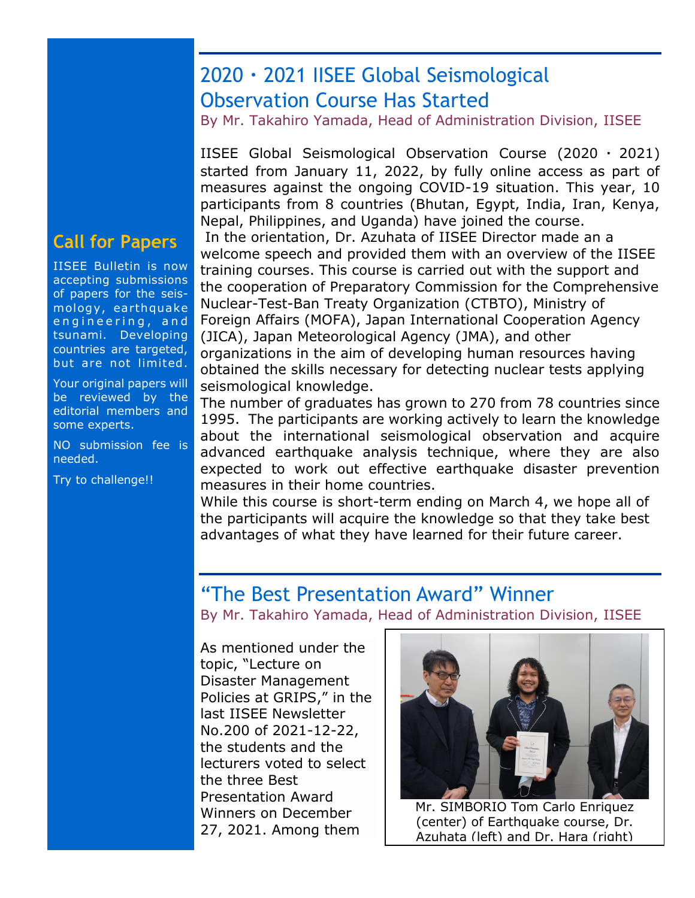## Call for Papers

IISEE Bulletin is now accepting submissions of papers for the seismology, earthquake engineering, and tsunami. Developing countries are targeted, but are not limited.

Your original papers will be reviewed by the editorial members and some experts.

NO submission fee is needed.

Try to challenge!!

## 2020・2021 IISEE Global Seismological Observation Course Has Started

By Mr. Takahiro Yamada, Head of Administration Division, IISEE

IISEE Global Seismological Observation Course (2020・2021) started from January 11, 2022, by fully online access as part of measures against the ongoing COVID-19 situation. This year, 10 participants from 8 countries (Bhutan, Egypt, India, Iran, Kenya, Nepal, Philippines, and Uganda) have joined the course.

In the orientation, Dr. Azuhata of IISEE Director made an a welcome speech and provided them with an overview of the IISEE training courses. This course is carried out with the support and the cooperation of Preparatory Commission for the Comprehensive Nuclear-Test-Ban Treaty Organization (CTBTO), Ministry of Foreign Affairs (MOFA), Japan International Cooperation Agency (JICA), Japan Meteorological Agency (JMA), and other organizations in the aim of developing human resources having obtained the skills necessary for detecting nuclear tests applying seismological knowledge.

The number of graduates has grown to 270 from 78 countries since 1995. The participants are working actively to learn the knowledge about the international seismological observation and acquire advanced earthquake analysis technique, where they are also expected to work out effective earthquake disaster prevention measures in their home countries.

While this course is short-term ending on March 4, we hope all of the participants will acquire the knowledge so that they take best advantages of what they have learned for their future career.

## "The Best Presentation Award" Winner

By Mr. Takahiro Yamada, Head of Administration Division, IISEE

As mentioned under the topic, "Lecture on Disaster Management Policies at GRIPS," in the last IISEE Newsletter No.200 of 2021-12-22, the students and the lecturers voted to select the three Best Presentation Award Winners on December 27, 2021. Among them

Mr. SIMBORIO Tom Carlo Enriquez (center) of Earthquake course, Dr. Azuhata (left) and Dr. Hara (right)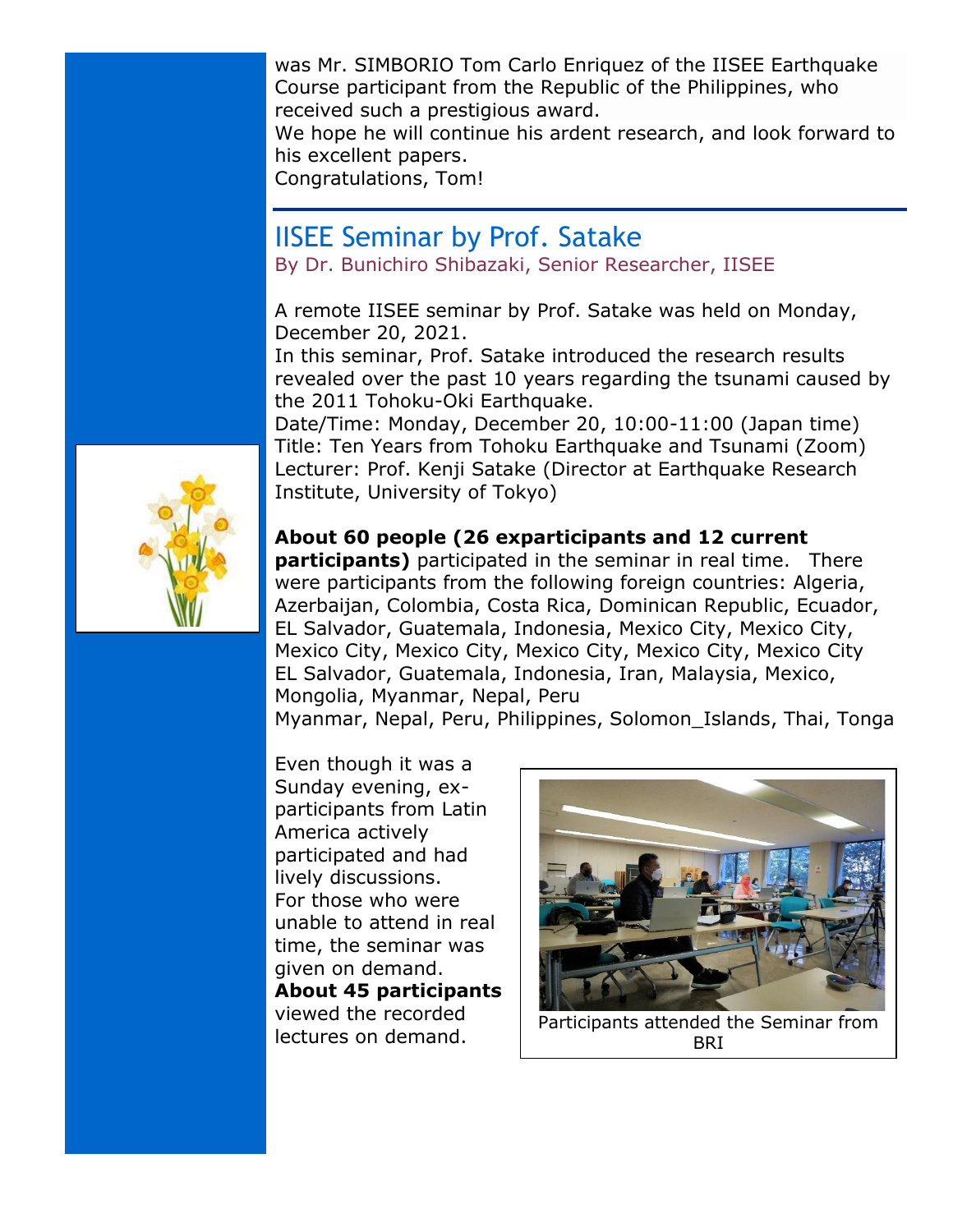was Mr. SIMBORIO Tom Carlo Enriquez of the IISEE Earthquake Course participant from the Republic of the Philippines, who received such a prestigious award.
We hope he will continue his ardent research, and look forward to his excellent papers.
Congratulations, Tom!

## IISEE Seminar by Prof. Satake

By Dr. Bunichiro Shibazaki, Senior Researcher, IISEE

A remote IISEE seminar by Prof. Satake was held on Monday, December 20, 2021.
In this seminar, Prof. Satake introduced the research results revealed over the past 10 years regarding the tsunami caused by the 2011 Tohoku-Oki Earthquake.
Date/Time: Monday, December 20, 10:00-11:00 (Japan time)
Title: Ten Years from Tohoku Earthquake and Tsunami (Zoom)
Lecturer: Prof. Kenji Satake (Director at Earthquake Research Institute, University of Tokyo)

**About 60 people (26 exparticipants and 12 current participants)** participated in the seminar in real time. There were participants from the following foreign countries: Algeria, Azerbaijan, Colombia, Costa Rica, Dominican Republic, Ecuador, EL Salvador, Guatemala, Indonesia, Mexico City, Mexico City, Mexico City, Mexico City, Mexico City, Mexico City, Mexico City EL Salvador, Guatemala, Indonesia, Iran, Malaysia, Mexico, Mongolia, Myanmar, Nepal, Peru
Myanmar, Nepal, Peru, Philippines, Solomon_Islands, Thai, Tonga

Even though it was a Sunday evening, ex-participants from Latin America actively participated and had lively discussions.
For those who were unable to attend in real time, the seminar was given on demand.
**About 45 participants** viewed the recorded lectures on demand.

Participants attended the Seminar from BRI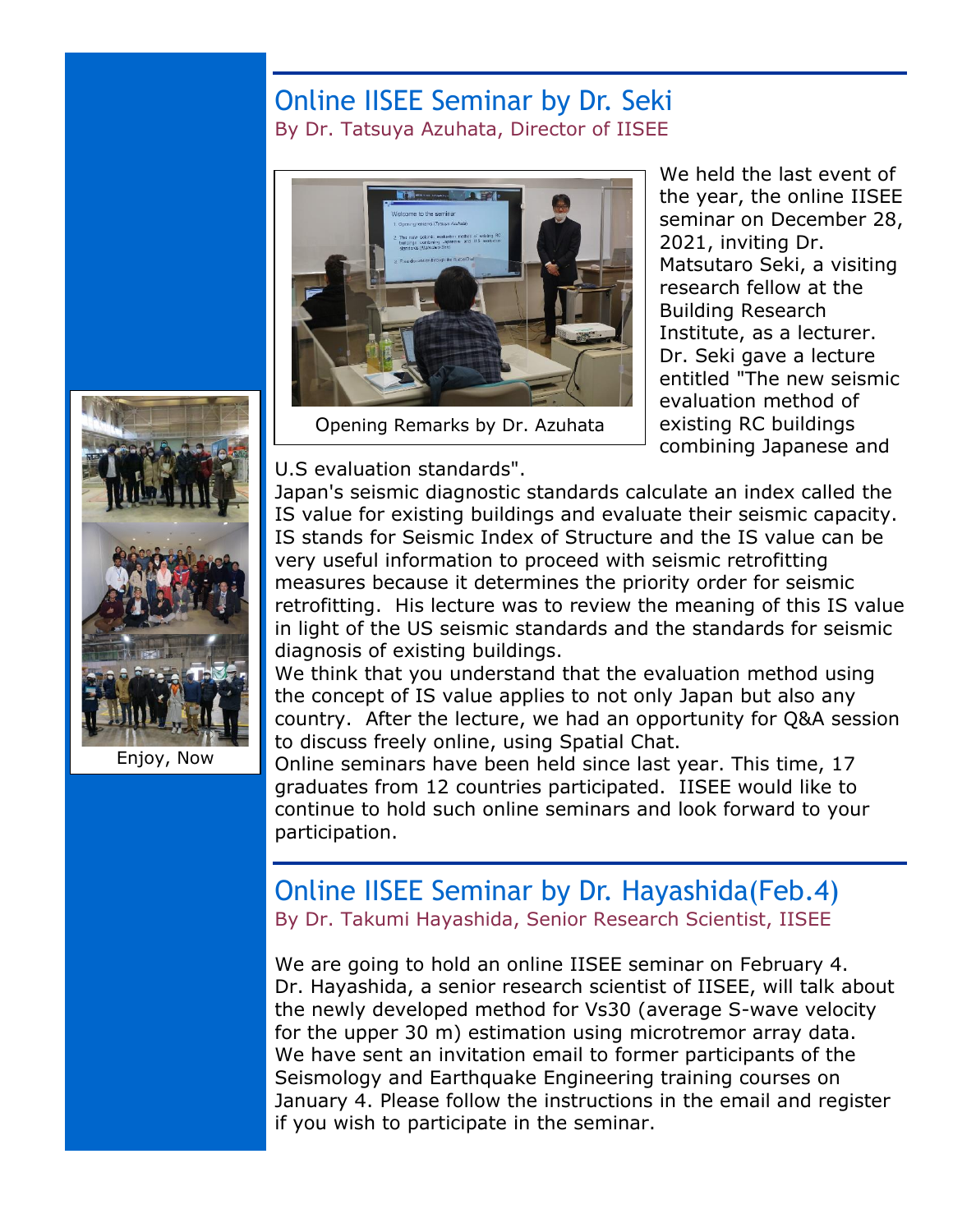## Online IISEE Seminar by Dr. Seki

By Dr. Tatsuya Azuhata, Director of IISEE

Opening Remarks by Dr. Azuhata

We held the last event of the year, the online IISEE seminar on December 28, 2021, inviting Dr. Matsutaro Seki, a visiting research fellow at the Building Research Institute, as a lecturer. Dr. Seki gave a lecture entitled "The new seismic evaluation method of existing RC buildings combining Japanese and U.S evaluation standards".

Japan's seismic diagnostic standards calculate an index called the IS value for existing buildings and evaluate their seismic capacity. IS stands for Seismic Index of Structure and the IS value can be very useful information to proceed with seismic retrofitting measures because it determines the priority order for seismic retrofitting. His lecture was to review the meaning of this IS value in light of the US seismic standards and the standards for seismic diagnosis of existing buildings.

We think that you understand that the evaluation method using the concept of IS value applies to not only Japan but also any country. After the lecture, we had an opportunity for Q&A session to discuss freely online, using Spatial Chat.

Online seminars have been held since last year. This time, 17 graduates from 12 countries participated. IISEE would like to continue to hold such online seminars and look forward to your participation.

Enjoy, Now

## Online IISEE Seminar by Dr. Hayashida(Feb.4)

By Dr. Takumi Hayashida, Senior Research Scientist, IISEE

We are going to hold an online IISEE seminar on February 4. Dr. Hayashida, a senior research scientist of IISEE, will talk about the newly developed method for Vs30 (average S-wave velocity for the upper 30 m) estimation using microtremor array data. We have sent an invitation email to former participants of the Seismology and Earthquake Engineering training courses on January 4. Please follow the instructions in the email and register if you wish to participate in the seminar.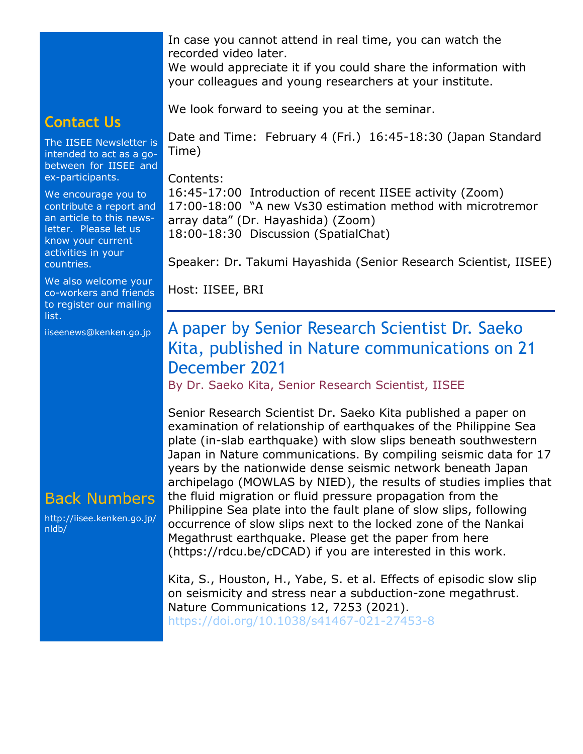In case you cannot attend in real time, you can watch the recorded video later.
We would appreciate it if you could share the information with your colleagues and young researchers at your institute.

We look forward to seeing you at the seminar.

Date and Time: February 4 (Fri.) 16:45-18:30 (Japan Standard Time)

Contents:
16:45-17:00 Introduction of recent IISEE activity (Zoom)
17:00-18:00 "A new Vs30 estimation method with microtremor array data" (Dr. Hayashida) (Zoom)
18:00-18:30 Discussion (SpatialChat)

Speaker: Dr. Takumi Hayashida (Senior Research Scientist, IISEE)

Host: IISEE, BRI

## A paper by Senior Research Scientist Dr. Saeko Kita, published in Nature communications on 21 December 2021

By Dr. Saeko Kita, Senior Research Scientist, IISEE

Senior Research Scientist Dr. Saeko Kita published a paper on examination of relationship of earthquakes of the Philippine Sea plate (in-slab earthquake) with slow slips beneath southwestern Japan in Nature communications. By compiling seismic data for 17 years by the nationwide dense seismic network beneath Japan archipelago (MOWLAS by NIED), the results of studies implies that the fluid migration or fluid pressure propagation from the Philippine Sea plate into the fault plane of slow slips, following occurrence of slow slips next to the locked zone of the Nankai Megathrust earthquake. Please get the paper from here (https://rdcu.be/cDCAD) if you are interested in this work.

Kita, S., Houston, H., Yabe, S. et al. Effects of episodic slow slip on seismicity and stress near a subduction-zone megathrust. Nature Communications 12, 7253 (2021).
https://doi.org/10.1038/s41467-021-27453-8

## Contact Us

The IISEE Newsletter is intended to act as a go-between for IISEE and ex-participants.

We encourage you to contribute a report and an article to this newsletter. Please let us know your current activities in your countries.

We also welcome your co-workers and friends to register our mailing list.

iiseenews@kenken.go.jp

## Back Numbers

http://iisee.kenken.go.jp/nldb/